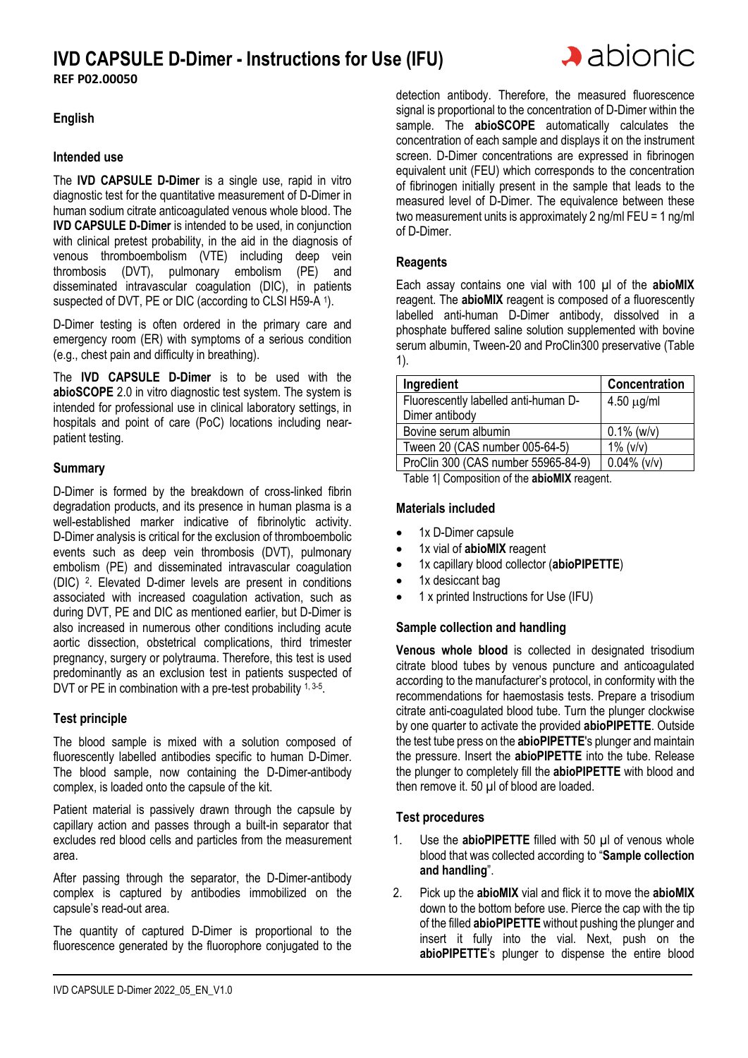# IVD CAPSULE D-Dimer - Instructions for Use (IFU)

**REF P02.00050**

## English

### Intended use

The **IVD CAPSULE D-Dimer** is a single use, rapid in vitro diagnostic test for the quantitative measurement of D-Dimer in human sodium citrate anticoagulated venous whole blood. The **IVD CAPSULE D-Dimer** is intended to be used, in conjunction with clinical pretest probability, in the aid in the diagnosis of venous thromboembolism (VTE) including deep vein thrombosis (DVT), pulmonary embolism (PE) and disseminated intravascular coagulation (DIC), in patients suspected of DVT, PE or DIC (according to CLSI H59-A [1]).

D-Dimer testing is often ordered in the primary care and emergency room (ER) with symptoms of a serious condition (e.g., chest pain and difficulty in breathing).

The **IVD CAPSULE D-Dimer** is to be used with the **abioSCOPE** 2.0 in vitro diagnostic test system. The system is intended for professional use in clinical laboratory settings, in hospitals and point of care (PoC) locations including near-patient testing.

### Summary

D-Dimer is formed by the breakdown of cross-linked fibrin degradation products, and its presence in human plasma is a well-established marker indicative of fibrinolytic activity. D-Dimer analysis is critical for the exclusion of thromboembolic events such as deep vein thrombosis (DVT), pulmonary embolism (PE) and disseminated intravascular coagulation (DIC) [2]. Elevated D-dimer levels are present in conditions associated with increased coagulation activation, such as during DVT, PE and DIC as mentioned earlier, but D-Dimer is also increased in numerous other conditions including acute aortic dissection, obstetrical complications, third trimester pregnancy, surgery or polytrauma. Therefore, this test is used predominantly as an exclusion test in patients suspected of DVT or PE in combination with a pre-test probability [1, 3-5].

### Test principle

The blood sample is mixed with a solution composed of fluorescently labelled antibodies specific to human D-Dimer. The blood sample, now containing the D-Dimer-antibody complex, is loaded onto the capsule of the kit.

Patient material is passively drawn through the capsule by capillary action and passes through a built-in separator that excludes red blood cells and particles from the measurement area.

After passing through the separator, the D-Dimer-antibody complex is captured by antibodies immobilized on the capsule's read-out area.

The quantity of captured D-Dimer is proportional to the fluorescence generated by the fluorophore conjugated to the detection antibody. Therefore, the measured fluorescence signal is proportional to the concentration of D-Dimer within the sample. The **abioSCOPE** automatically calculates the concentration of each sample and displays it on the instrument screen. D-Dimer concentrations are expressed in fibrinogen equivalent unit (FEU) which corresponds to the concentration of fibrinogen initially present in the sample that leads to the measured level of D-Dimer. The equivalence between these two measurement units is approximately 2 ng/ml FEU = 1 ng/ml of D-Dimer.

### Reagents

Each assay contains one vial with 100 µl of the **abioMIX** reagent. The **abioMIX** reagent is composed of a fluorescently labelled anti-human D-Dimer antibody, dissolved in a phosphate buffered saline solution supplemented with bovine serum albumin, Tween-20 and ProClin300 preservative (Table 1).

| Ingredient | Concentration |
|---|---|
| Fluorescently labelled anti-human D-Dimer antibody | 4.50 µg/ml |
| Bovine serum albumin | 0.1% (w/v) |
| Tween 20 (CAS number 005-64-5) | 1% (v/v) |
| ProClin 300 (CAS number 55965-84-9) | 0.04% (v/v) |

Table 1| Composition of the **abioMIX** reagent.

### Materials included

- 1x D-Dimer capsule
- 1x vial of **abioMIX** reagent
- 1x capillary blood collector (**abioPIPETTE**)
- 1x desiccant bag
- 1 x printed Instructions for Use (IFU)

### Sample collection and handling

**Venous whole blood** is collected in designated trisodium citrate blood tubes by venous puncture and anticoagulated according to the manufacturer's protocol, in conformity with the recommendations for haemostasis tests. Prepare a trisodium citrate anti-coagulated blood tube. Turn the plunger clockwise by one quarter to activate the provided **abioPIPETTE**. Outside the test tube press on the **abioPIPETTE**'s plunger and maintain the pressure. Insert the **abioPIPETTE** into the tube. Release the plunger to completely fill the **abioPIPETTE** with blood and then remove it. 50 µl of blood are loaded.

### Test procedures

1. Use the **abioPIPETTE** filled with 50 µl of venous whole blood that was collected according to "**Sample collection and handling**".
2. Pick up the **abioMIX** vial and flick it to move the **abioMIX** down to the bottom before use. Pierce the cap with the tip of the filled **abioPIPETTE** without pushing the plunger and insert it fully into the vial. Next, push on the **abioPIPETTE**'s plunger to dispense the entire blood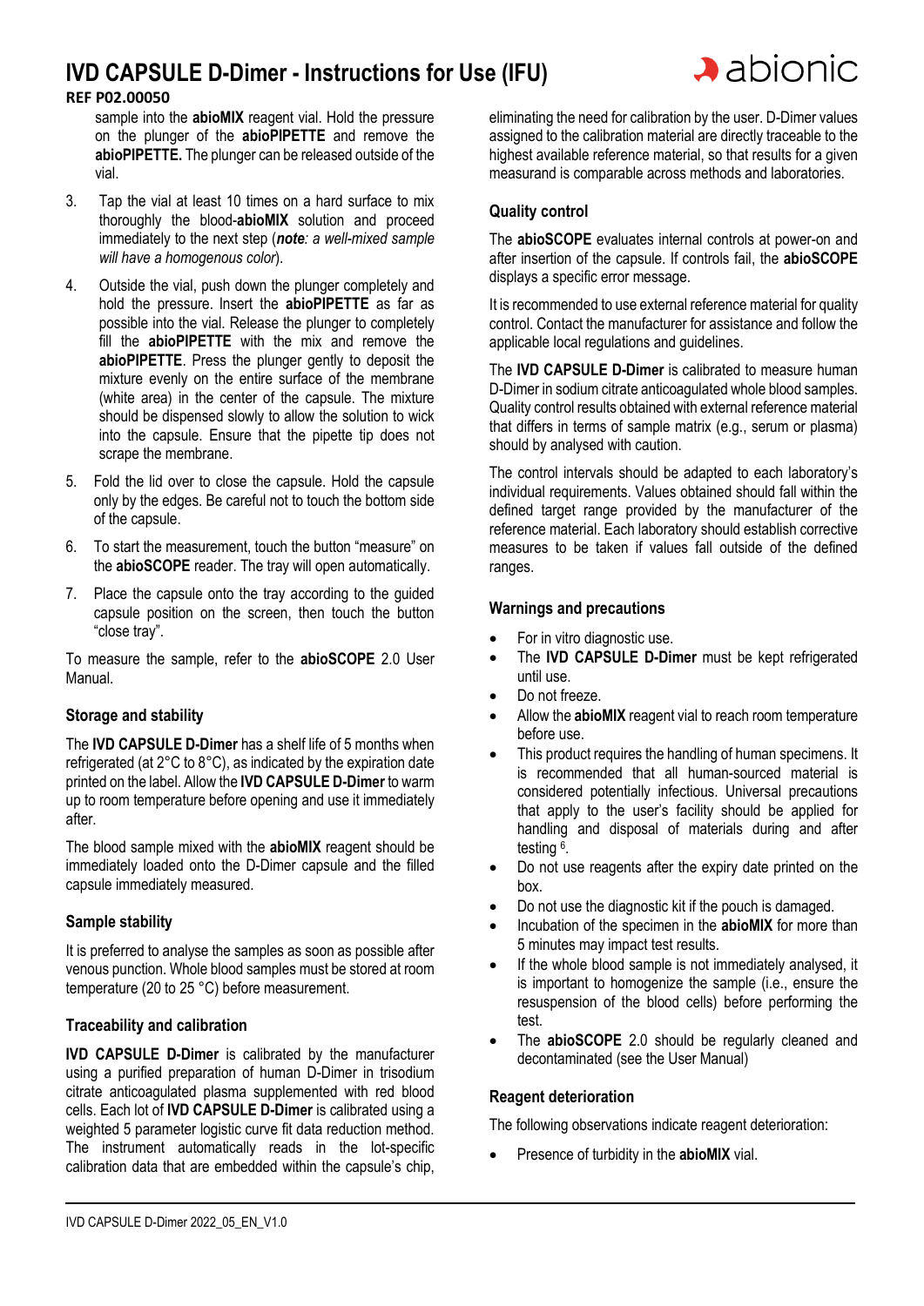sample into the **abioMIX** reagent vial. Hold the pressure on the plunger of the **abioPIPETTE** and remove the **abioPIPETTE.** The plunger can be released outside of the vial.

3. Tap the vial at least 10 times on a hard surface to mix thoroughly the blood-**abioMIX** solution and proceed immediately to the next step (***note****: a well-mixed sample will have a homogenous color*).
4. Outside the vial, push down the plunger completely and hold the pressure. Insert the **abioPIPETTE** as far as possible into the vial. Release the plunger to completely fill the **abioPIPETTE** with the mix and remove the **abioPIPETTE**. Press the plunger gently to deposit the mixture evenly on the entire surface of the membrane (white area) in the center of the capsule. The mixture should be dispensed slowly to allow the solution to wick into the capsule. Ensure that the pipette tip does not scrape the membrane.
5. Fold the lid over to close the capsule. Hold the capsule only by the edges. Be careful not to touch the bottom side of the capsule.
6. To start the measurement, touch the button "measure" on the **abioSCOPE** reader. The tray will open automatically.
7. Place the capsule onto the tray according to the guided capsule position on the screen, then touch the button "close tray".

To measure the sample, refer to the **abioSCOPE** 2.0 User Manual.

### Storage and stability

The **IVD CAPSULE D-Dimer** has a shelf life of 5 months when refrigerated (at 2°C to 8°C), as indicated by the expiration date printed on the label. Allow the **IVD CAPSULE D-Dimer** to warm up to room temperature before opening and use it immediately after.

The blood sample mixed with the **abioMIX** reagent should be immediately loaded onto the D-Dimer capsule and the filled capsule immediately measured.

### Sample stability

It is preferred to analyse the samples as soon as possible after venous punction. Whole blood samples must be stored at room temperature (20 to 25 °C) before measurement.

### Traceability and calibration

**IVD CAPSULE D-Dimer** is calibrated by the manufacturer using a purified preparation of human D-Dimer in trisodium citrate anticoagulated plasma supplemented with red blood cells. Each lot of **IVD CAPSULE D-Dimer** is calibrated using a weighted 5 parameter logistic curve fit data reduction method. The instrument automatically reads in the lot-specific calibration data that are embedded within the capsule's chip, eliminating the need for calibration by the user. D-Dimer values assigned to the calibration material are directly traceable to the highest available reference material, so that results for a given measurand is comparable across methods and laboratories.

### Quality control

The **abioSCOPE** evaluates internal controls at power-on and after insertion of the capsule. If controls fail, the **abioSCOPE** displays a specific error message.

It is recommended to use external reference material for quality control. Contact the manufacturer for assistance and follow the applicable local regulations and guidelines.

The **IVD CAPSULE D-Dimer** is calibrated to measure human D-Dimer in sodium citrate anticoagulated whole blood samples. Quality control results obtained with external reference material that differs in terms of sample matrix (e.g., serum or plasma) should by analysed with caution.

The control intervals should be adapted to each laboratory's individual requirements. Values obtained should fall within the defined target range provided by the manufacturer of the reference material. Each laboratory should establish corrective measures to be taken if values fall outside of the defined ranges.

### Warnings and precautions

- For in vitro diagnostic use.
- The **IVD CAPSULE D-Dimer** must be kept refrigerated until use.
- Do not freeze.
- Allow the **abioMIX** reagent vial to reach room temperature before use.
- This product requires the handling of human specimens. It is recommended that all human-sourced material is considered potentially infectious. Universal precautions that apply to the user's facility should be applied for handling and disposal of materials during and after testing [6].
- Do not use reagents after the expiry date printed on the box.
- Do not use the diagnostic kit if the pouch is damaged.
- Incubation of the specimen in the **abioMIX** for more than 5 minutes may impact test results.
- If the whole blood sample is not immediately analysed, it is important to homogenize the sample (i.e., ensure the resuspension of the blood cells) before performing the test.
- The **abioSCOPE** 2.0 should be regularly cleaned and decontaminated (see the User Manual)

### Reagent deterioration

The following observations indicate reagent deterioration:

- Presence of turbidity in the **abioMIX** vial.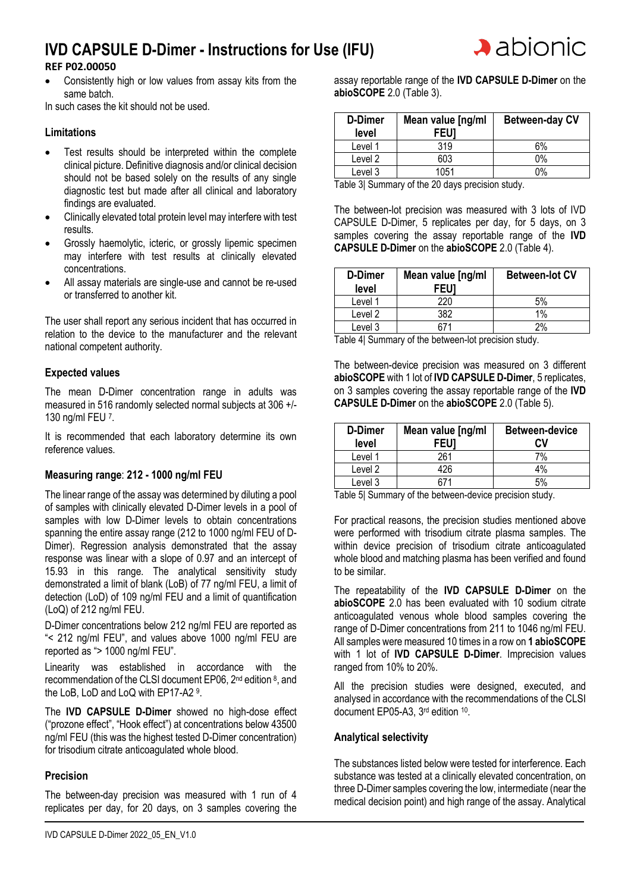- Consistently high or low values from assay kits from the same batch.

In such cases the kit should not be used.

### Limitations

- Test results should be interpreted within the complete clinical picture. Definitive diagnosis and/or clinical decision should not be based solely on the results of any single diagnostic test but made after all clinical and laboratory findings are evaluated.
- Clinically elevated total protein level may interfere with test results.
- Grossly haemolytic, icteric, or grossly lipemic specimen may interfere with test results at clinically elevated concentrations.
- All assay materials are single-use and cannot be re-used or transferred to another kit.

The user shall report any serious incident that has occurred in relation to the device to the manufacturer and the relevant national competent authority.

### Expected values

The mean D-Dimer concentration range in adults was measured in 516 randomly selected normal subjects at 306 +/- 130 ng/ml FEU [7].

It is recommended that each laboratory determine its own reference values.

### Measuring range: 212 - 1000 ng/ml FEU

The linear range of the assay was determined by diluting a pool of samples with clinically elevated D-Dimer levels in a pool of samples with low D-Dimer levels to obtain concentrations spanning the entire assay range (212 to 1000 ng/ml FEU of D-Dimer). Regression analysis demonstrated that the assay response was linear with a slope of 0.97 and an intercept of 15.93 in this range. The analytical sensitivity study demonstrated a limit of blank (LoB) of 77 ng/ml FEU, a limit of detection (LoD) of 109 ng/ml FEU and a limit of quantification (LoQ) of 212 ng/ml FEU.

D-Dimer concentrations below 212 ng/ml FEU are reported as "< 212 ng/ml FEU", and values above 1000 ng/ml FEU are reported as "> 1000 ng/ml FEU".

Linearity was established in accordance with the recommendation of the CLSI document EP06, 2nd edition [8], and the LoB, LoD and LoQ with EP17-A2 [9].

The **IVD CAPSULE D-Dimer** showed no high-dose effect ("prozone effect", "Hook effect") at concentrations below 43500 ng/ml FEU (this was the highest tested D-Dimer concentration) for trisodium citrate anticoagulated whole blood.

### Precision

The between-day precision was measured with 1 run of 4 replicates per day, for 20 days, on 3 samples covering the assay reportable range of the **IVD CAPSULE D-Dimer** on the **abioSCOPE** 2.0 (Table 3).

| D-Dimer level | Mean value [ng/ml FEU] | Between-day CV |
|---|---|---|
| Level 1 | 319 | 6% |
| Level 2 | 603 | 0% |
| Level 3 | 1051 | 0% |

Table 3| Summary of the 20 days precision study.

The between-lot precision was measured with 3 lots of IVD CAPSULE D-Dimer, 5 replicates per day, for 5 days, on 3 samples covering the assay reportable range of the **IVD CAPSULE D-Dimer** on the **abioSCOPE** 2.0 (Table 4).

| D-Dimer level | Mean value [ng/ml FEU] | Between-lot CV |
|---|---|---|
| Level 1 | 220 | 5% |
| Level 2 | 382 | 1% |
| Level 3 | 671 | 2% |

Table 4| Summary of the between-lot precision study.

The between-device precision was measured on 3 different **abioSCOPE** with 1 lot of **IVD CAPSULE D-Dimer**, 5 replicates, on 3 samples covering the assay reportable range of the **IVD CAPSULE D-Dimer** on the **abioSCOPE** 2.0 (Table 5).

| D-Dimer level | Mean value [ng/ml FEU] | Between-device CV |
|---|---|---|
| Level 1 | 261 | 7% |
| Level 2 | 426 | 4% |
| Level 3 | 671 | 5% |

Table 5| Summary of the between-device precision study.

For practical reasons, the precision studies mentioned above were performed with trisodium citrate plasma samples. The within device precision of trisodium citrate anticoagulated whole blood and matching plasma has been verified and found to be similar.

The repeatability of the **IVD CAPSULE D-Dimer** on the **abioSCOPE** 2.0 has been evaluated with 10 sodium citrate anticoagulated venous whole blood samples covering the range of D-Dimer concentrations from 211 to 1046 ng/ml FEU. All samples were measured 10 times in a row on **1 abioSCOPE** with 1 lot of **IVD CAPSULE D-Dimer**. Imprecision values ranged from 10% to 20%.

All the precision studies were designed, executed, and analysed in accordance with the recommendations of the CLSI document EP05-A3, 3rd edition [10].

### Analytical selectivity

The substances listed below were tested for interference. Each substance was tested at a clinically elevated concentration, on three D-Dimer samples covering the low, intermediate (near the medical decision point) and high range of the assay. Analytical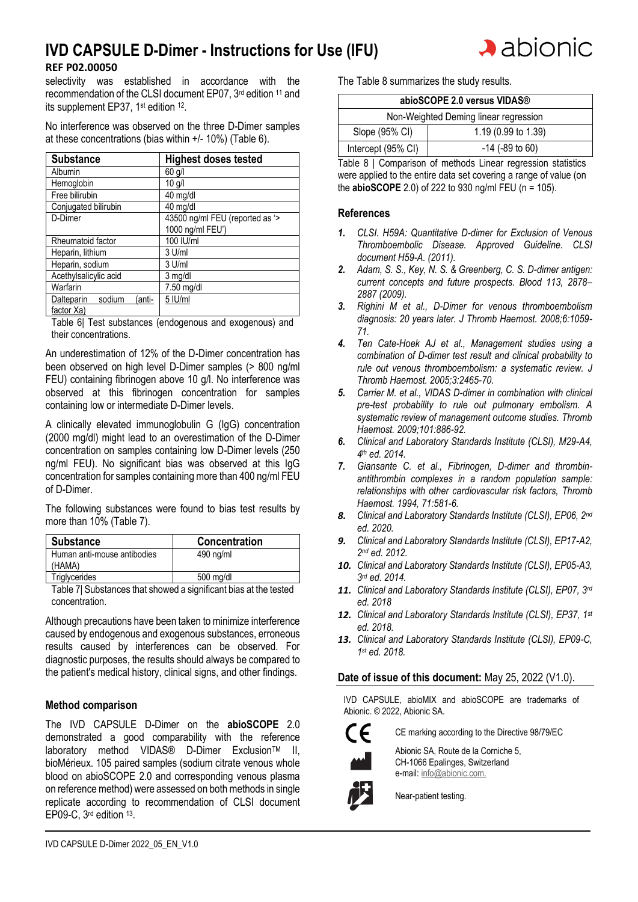selectivity was established in accordance with the recommendation of the CLSI document EP07, 3rd edition [11] and its supplement EP37, 1st edition [12].

No interference was observed on the three D-Dimer samples at these concentrations (bias within +/- 10%) (Table 6).

| Substance | Highest doses tested |
|---|---|
| Albumin | 60 g/l |
| Hemoglobin | 10 g/l |
| Free bilirubin | 40 mg/dl |
| Conjugated bilirubin | 40 mg/dl |
| D-Dimer | 43500 ng/ml FEU (reported as '> 1000 ng/ml FEU') |
| Rheumatoid factor | 100 IU/ml |
| Heparin, lithium | 3 U/ml |
| Heparin, sodium | 3 U/ml |
| Acethylsalicylic acid | 3 mg/dl |
| Warfarin | 7.50 mg/dl |
| Dalteparin sodium (anti-factor Xa) | 5 IU/ml |

Table 6| Test substances (endogenous and exogenous) and their concentrations.

An underestimation of 12% of the D-Dimer concentration has been observed on high level D-Dimer samples (> 800 ng/ml FEU) containing fibrinogen above 10 g/l. No interference was observed at this fibrinogen concentration for samples containing low or intermediate D-Dimer levels.

A clinically elevated immunoglobulin G (IgG) concentration (2000 mg/dl) might lead to an overestimation of the D-Dimer concentration on samples containing low D-Dimer levels (250 ng/ml FEU). No significant bias was observed at this IgG concentration for samples containing more than 400 ng/ml FEU of D-Dimer.

The following substances were found to bias test results by more than 10% (Table 7).

| Substance | Concentration |
|---|---|
| Human anti-mouse antibodies (HAMA) | 490 ng/ml |
| Triglycerides | 500 mg/dl |

Table 7| Substances that showed a significant bias at the tested concentration.

Although precautions have been taken to minimize interference caused by endogenous and exogenous substances, erroneous results caused by interferences can be observed. For diagnostic purposes, the results should always be compared to the patient's medical history, clinical signs, and other findings.

### Method comparison

The IVD CAPSULE D-Dimer on the **abioSCOPE** 2.0 demonstrated a good comparability with the reference laboratory method VIDAS® D-Dimer Exclusion™ II, bioMérieux. 105 paired samples (sodium citrate venous whole blood on abioSCOPE 2.0 and corresponding venous plasma on reference method) were assessed on both methods in single replicate according to recommendation of CLSI document EP09-C, 3rd edition [13].

The Table 8 summarizes the study results.

| abioSCOPE 2.0 versus VIDAS® | |
|---|---|
| Non-Weighted Deming linear regression | |
| Slope (95% CI) | 1.19 (0.99 to 1.39) |
| Intercept (95% CI) | -14 (-89 to 60) |

Table 8 | Comparison of methods Linear regression statistics were applied to the entire data set covering a range of value (on the **abioSCOPE** 2.0) of 222 to 930 ng/ml FEU (n = 105).

### References

1. *CLSI. H59A: Quantitative D-dimer for Exclusion of Venous Thromboembolic Disease. Approved Guideline. CLSI document H59-A. (2011).*
2. *Adam, S. S., Key, N. S. & Greenberg, C. S. D-dimer antigen: current concepts and future prospects. Blood 113, 2878–2887 (2009).*
3. *Righini M et al., D-Dimer for venous thromboembolism diagnosis: 20 years later. J Thromb Haemost. 2008;6:1059-71.*
4. *Ten Cate-Hoek AJ et al., Management studies using a combination of D-dimer test result and clinical probability to rule out venous thromboembolism: a systematic review. J Thromb Haemost. 2005;3:2465-70.*
5. *Carrier M. et al., VIDAS D-dimer in combination with clinical pre-test probability to rule out pulmonary embolism. A systematic review of management outcome studies. Thromb Haemost. 2009;101:886-92.*
6. *Clinical and Laboratory Standards Institute (CLSI), M29-A4, 4th ed. 2014.*
7. *Giansante C. et al., Fibrinogen, D-dimer and thrombin-antithrombin complexes in a random population sample: relationships with other cardiovascular risk factors, Thromb Haemost. 1994, 71:581-6.*
8. *Clinical and Laboratory Standards Institute (CLSI), EP06, 2nd ed. 2020.*
9. *Clinical and Laboratory Standards Institute (CLSI), EP17-A2, 2nd ed. 2012.*
10. *Clinical and Laboratory Standards Institute (CLSI), EP05-A3, 3rd ed. 2014.*
11. *Clinical and Laboratory Standards Institute (CLSI), EP07, 3rd ed. 2018*
12. *Clinical and Laboratory Standards Institute (CLSI), EP37, 1st ed. 2018.*
13. *Clinical and Laboratory Standards Institute (CLSI), EP09-C, 1st ed. 2018.*

**Date of issue of this document:** May 25, 2022 (V1.0).

IVD CAPSULE, abioMIX and abioSCOPE are trademarks of Abionic. © 2022, Abionic SA.

CE marking according to the Directive 98/79/EC

Abionic SA, Route de la Corniche 5, CH-1066 Epalinges, Switzerland
e-mail: info@abionic.com.

Near-patient testing.